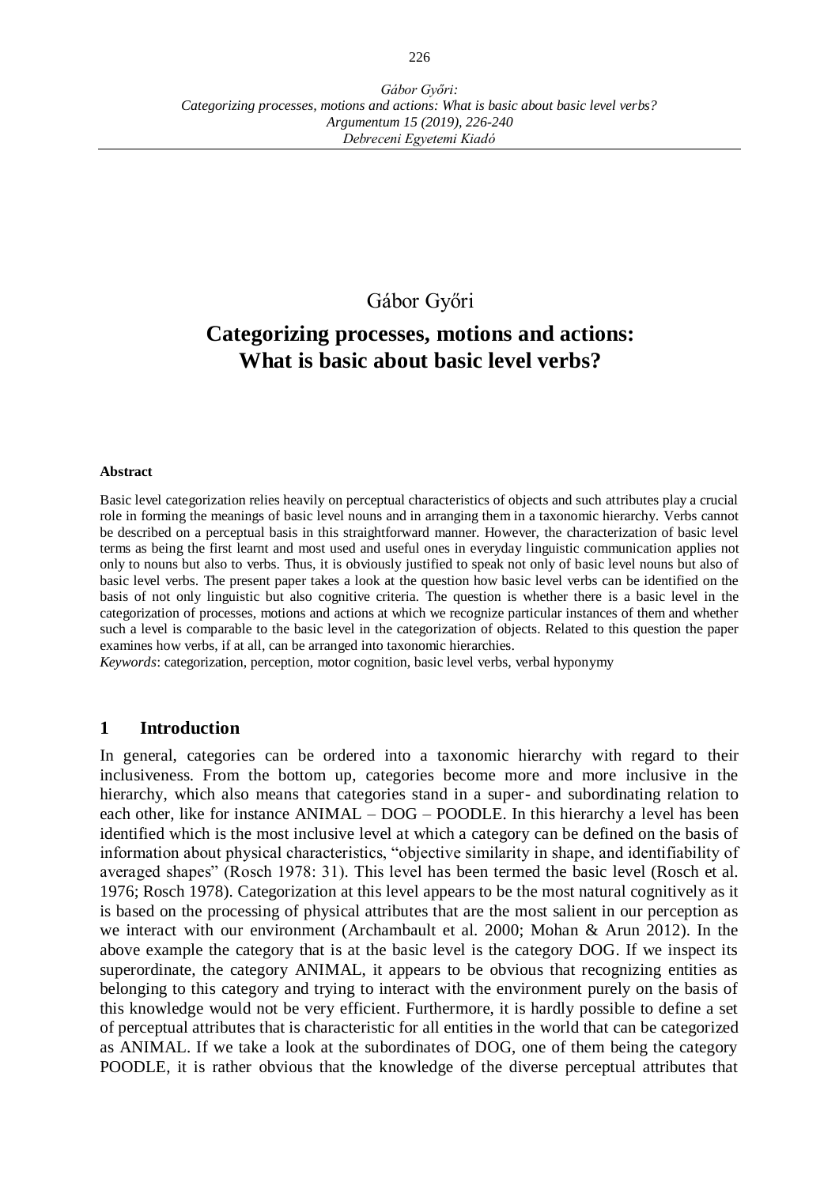Gábor Győri:
Categorizing processes, motions and actions: What is basic about basic level verbs?
Argumentum 15 (2019), 226-240
Debreceni Egyetemi Kiadó

Gábor Győri

# Categorizing processes, motions and actions: What is basic about basic level verbs?

**Abstract**

Basic level categorization relies heavily on perceptual characteristics of objects and such attributes play a crucial role in forming the meanings of basic level nouns and in arranging them in a taxonomic hierarchy. Verbs cannot be described on a perceptual basis in this straightforward manner. However, the characterization of basic level terms as being the first learnt and most used and useful ones in everyday linguistic communication applies not only to nouns but also to verbs. Thus, it is obviously justified to speak not only of basic level nouns but also of basic level verbs. The present paper takes a look at the question how basic level verbs can be identified on the basis of not only linguistic but also cognitive criteria. The question is whether there is a basic level in the categorization of processes, motions and actions at which we recognize particular instances of them and whether such a level is comparable to the basic level in the categorization of objects. Related to this question the paper examines how verbs, if at all, can be arranged into taxonomic hierarchies.

*Keywords*: categorization, perception, motor cognition, basic level verbs, verbal hyponymy

## 1 Introduction

In general, categories can be ordered into a taxonomic hierarchy with regard to their inclusiveness. From the bottom up, categories become more and more inclusive in the hierarchy, which also means that categories stand in a super- and subordinating relation to each other, like for instance ANIMAL – DOG – POODLE. In this hierarchy a level has been identified which is the most inclusive level at which a category can be defined on the basis of information about physical characteristics, "objective similarity in shape, and identifiability of averaged shapes" (Rosch 1978: 31). This level has been termed the basic level (Rosch et al. 1976; Rosch 1978). Categorization at this level appears to be the most natural cognitively as it is based on the processing of physical attributes that are the most salient in our perception as we interact with our environment (Archambault et al. 2000; Mohan & Arun 2012). In the above example the category that is at the basic level is the category DOG. If we inspect its superordinate, the category ANIMAL, it appears to be obvious that recognizing entities as belonging to this category and trying to interact with the environment purely on the basis of this knowledge would not be very efficient. Furthermore, it is hardly possible to define a set of perceptual attributes that is characteristic for all entities in the world that can be categorized as ANIMAL. If we take a look at the subordinates of DOG, one of them being the category POODLE, it is rather obvious that the knowledge of the diverse perceptual attributes that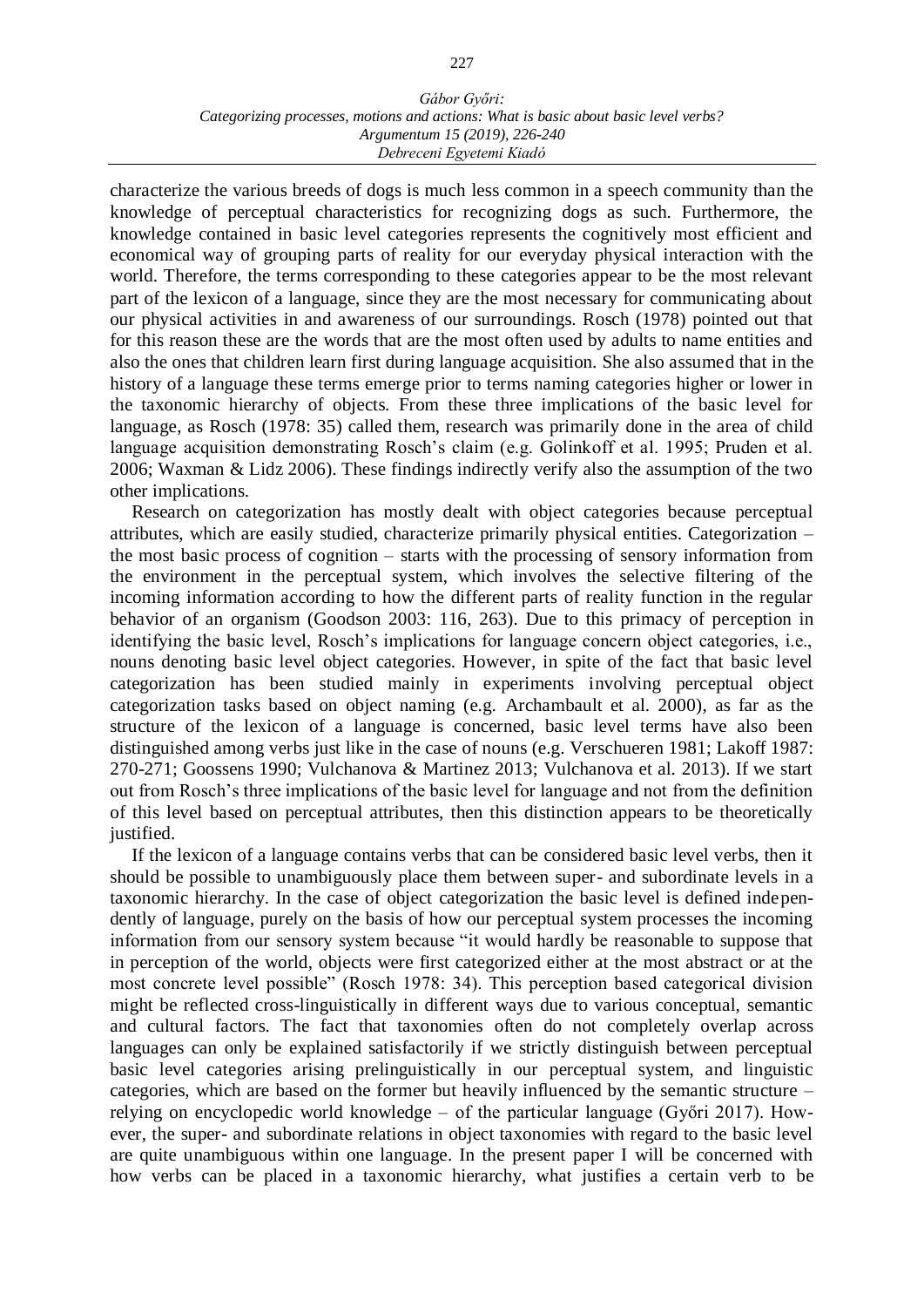characterize the various breeds of dogs is much less common in a speech community than the knowledge of perceptual characteristics for recognizing dogs as such. Furthermore, the knowledge contained in basic level categories represents the cognitively most efficient and economical way of grouping parts of reality for our everyday physical interaction with the world. Therefore, the terms corresponding to these categories appear to be the most relevant part of the lexicon of a language, since they are the most necessary for communicating about our physical activities in and awareness of our surroundings. Rosch (1978) pointed out that for this reason these are the words that are the most often used by adults to name entities and also the ones that children learn first during language acquisition. She also assumed that in the history of a language these terms emerge prior to terms naming categories higher or lower in the taxonomic hierarchy of objects. From these three implications of the basic level for language, as Rosch (1978: 35) called them, research was primarily done in the area of child language acquisition demonstrating Rosch's claim (e.g. Golinkoff et al. 1995; Pruden et al. 2006; Waxman & Lidz 2006). These findings indirectly verify also the assumption of the two other implications.

Research on categorization has mostly dealt with object categories because perceptual attributes, which are easily studied, characterize primarily physical entities. Categorization – the most basic process of cognition – starts with the processing of sensory information from the environment in the perceptual system, which involves the selective filtering of the incoming information according to how the different parts of reality function in the regular behavior of an organism (Goodson 2003: 116, 263). Due to this primacy of perception in identifying the basic level, Rosch's implications for language concern object categories, i.e., nouns denoting basic level object categories. However, in spite of the fact that basic level categorization has been studied mainly in experiments involving perceptual object categorization tasks based on object naming (e.g. Archambault et al. 2000), as far as the structure of the lexicon of a language is concerned, basic level terms have also been distinguished among verbs just like in the case of nouns (e.g. Verschueren 1981; Lakoff 1987: 270-271; Goossens 1990; Vulchanova & Martinez 2013; Vulchanova et al. 2013). If we start out from Rosch's three implications of the basic level for language and not from the definition of this level based on perceptual attributes, then this distinction appears to be theoretically justified.

If the lexicon of a language contains verbs that can be considered basic level verbs, then it should be possible to unambiguously place them between super- and subordinate levels in a taxonomic hierarchy. In the case of object categorization the basic level is defined independently of language, purely on the basis of how our perceptual system processes the incoming information from our sensory system because "it would hardly be reasonable to suppose that in perception of the world, objects were first categorized either at the most abstract or at the most concrete level possible" (Rosch 1978: 34). This perception based categorical division might be reflected cross-linguistically in different ways due to various conceptual, semantic and cultural factors. The fact that taxonomies often do not completely overlap across languages can only be explained satisfactorily if we strictly distinguish between perceptual basic level categories arising prelinguistically in our perceptual system, and linguistic categories, which are based on the former but heavily influenced by the semantic structure – relying on encyclopedic world knowledge – of the particular language (Győri 2017). However, the super- and subordinate relations in object taxonomies with regard to the basic level are quite unambiguous within one language. In the present paper I will be concerned with how verbs can be placed in a taxonomic hierarchy, what justifies a certain verb to be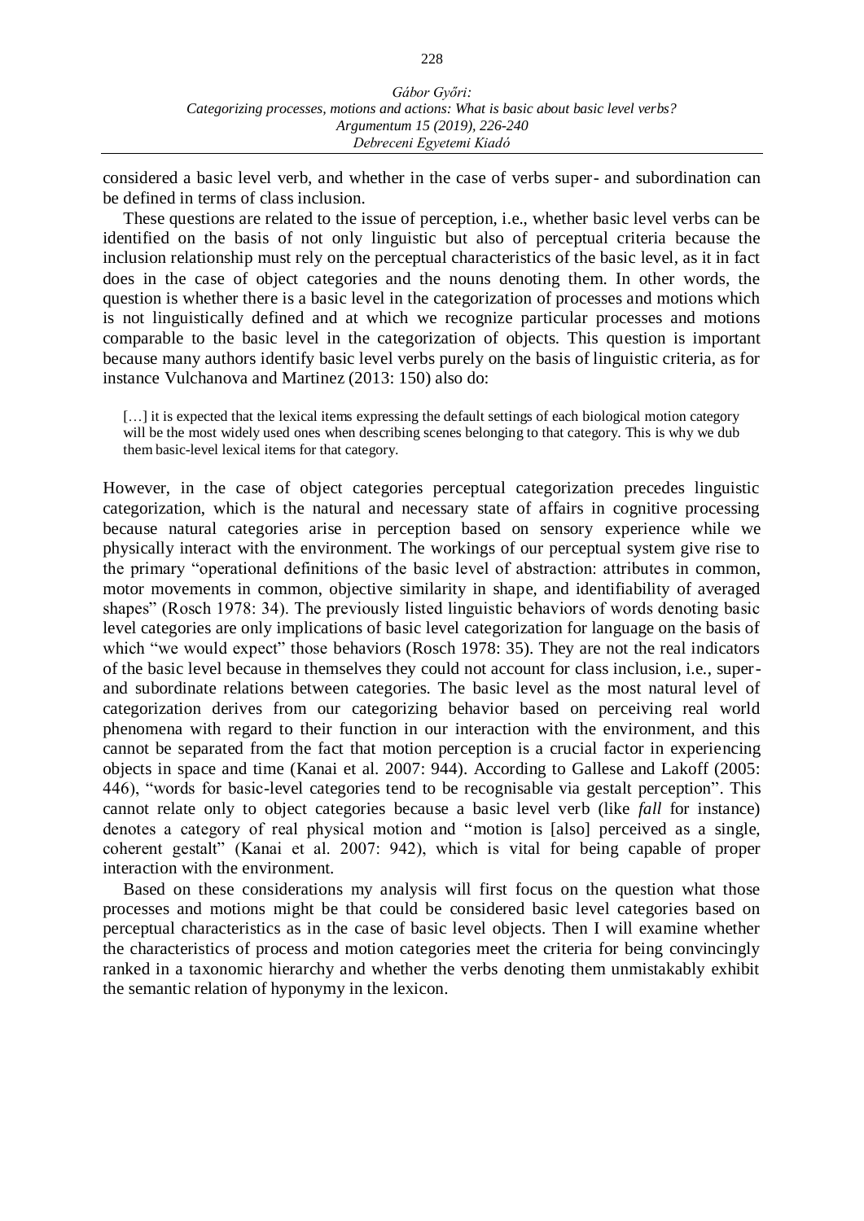considered a basic level verb, and whether in the case of verbs super- and subordination can be defined in terms of class inclusion.

These questions are related to the issue of perception, i.e., whether basic level verbs can be identified on the basis of not only linguistic but also of perceptual criteria because the inclusion relationship must rely on the perceptual characteristics of the basic level, as it in fact does in the case of object categories and the nouns denoting them. In other words, the question is whether there is a basic level in the categorization of processes and motions which is not linguistically defined and at which we recognize particular processes and motions comparable to the basic level in the categorization of objects. This question is important because many authors identify basic level verbs purely on the basis of linguistic criteria, as for instance Vulchanova and Martinez (2013: 150) also do:

> […] it is expected that the lexical items expressing the default settings of each biological motion category will be the most widely used ones when describing scenes belonging to that category. This is why we dub them basic-level lexical items for that category.

However, in the case of object categories perceptual categorization precedes linguistic categorization, which is the natural and necessary state of affairs in cognitive processing because natural categories arise in perception based on sensory experience while we physically interact with the environment. The workings of our perceptual system give rise to the primary "operational definitions of the basic level of abstraction: attributes in common, motor movements in common, objective similarity in shape, and identifiability of averaged shapes" (Rosch 1978: 34). The previously listed linguistic behaviors of words denoting basic level categories are only implications of basic level categorization for language on the basis of which "we would expect" those behaviors (Rosch 1978: 35). They are not the real indicators of the basic level because in themselves they could not account for class inclusion, i.e., super- and subordinate relations between categories. The basic level as the most natural level of categorization derives from our categorizing behavior based on perceiving real world phenomena with regard to their function in our interaction with the environment, and this cannot be separated from the fact that motion perception is a crucial factor in experiencing objects in space and time (Kanai et al. 2007: 944). According to Gallese and Lakoff (2005: 446), "words for basic-level categories tend to be recognisable via gestalt perception". This cannot relate only to object categories because a basic level verb (like *fall* for instance) denotes a category of real physical motion and "motion is [also] perceived as a single, coherent gestalt" (Kanai et al. 2007: 942), which is vital for being capable of proper interaction with the environment.

Based on these considerations my analysis will first focus on the question what those processes and motions might be that could be considered basic level categories based on perceptual characteristics as in the case of basic level objects. Then I will examine whether the characteristics of process and motion categories meet the criteria for being convincingly ranked in a taxonomic hierarchy and whether the verbs denoting them unmistakably exhibit the semantic relation of hyponymy in the lexicon.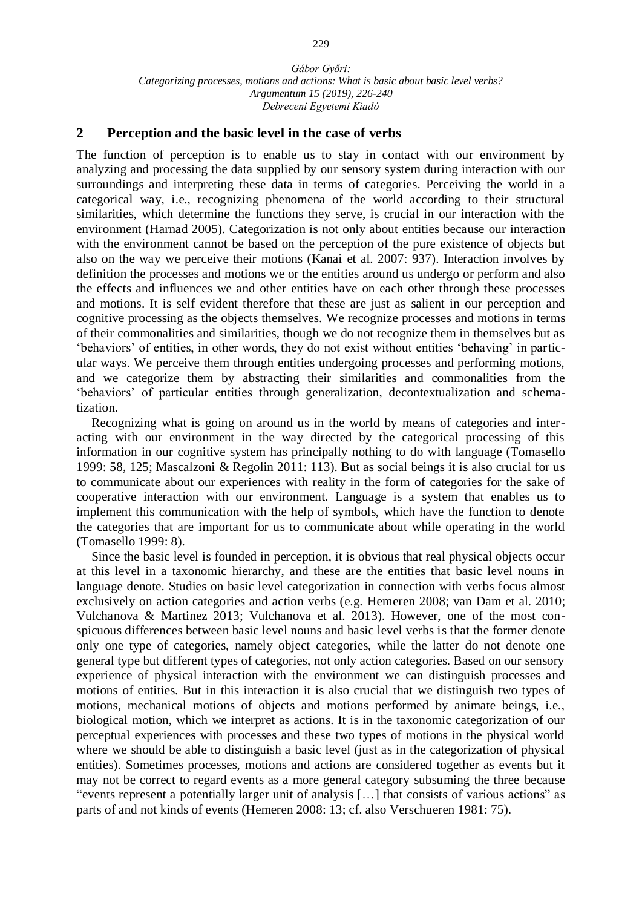## 2 Perception and the basic level in the case of verbs

The function of perception is to enable us to stay in contact with our environment by analyzing and processing the data supplied by our sensory system during interaction with our surroundings and interpreting these data in terms of categories. Perceiving the world in a categorical way, i.e., recognizing phenomena of the world according to their structural similarities, which determine the functions they serve, is crucial in our interaction with the environment (Harnad 2005). Categorization is not only about entities because our interaction with the environment cannot be based on the perception of the pure existence of objects but also on the way we perceive their motions (Kanai et al. 2007: 937). Interaction involves by definition the processes and motions we or the entities around us undergo or perform and also the effects and influences we and other entities have on each other through these processes and motions. It is self evident therefore that these are just as salient in our perception and cognitive processing as the objects themselves. We recognize processes and motions in terms of their commonalities and similarities, though we do not recognize them in themselves but as 'behaviors' of entities, in other words, they do not exist without entities 'behaving' in particular ways. We perceive them through entities undergoing processes and performing motions, and we categorize them by abstracting their similarities and commonalities from the 'behaviors' of particular entities through generalization, decontextualization and schematization.

Recognizing what is going on around us in the world by means of categories and interacting with our environment in the way directed by the categorical processing of this information in our cognitive system has principally nothing to do with language (Tomasello 1999: 58, 125; Mascalzoni & Regolin 2011: 113). But as social beings it is also crucial for us to communicate about our experiences with reality in the form of categories for the sake of cooperative interaction with our environment. Language is a system that enables us to implement this communication with the help of symbols, which have the function to denote the categories that are important for us to communicate about while operating in the world (Tomasello 1999: 8).

Since the basic level is founded in perception, it is obvious that real physical objects occur at this level in a taxonomic hierarchy, and these are the entities that basic level nouns in language denote. Studies on basic level categorization in connection with verbs focus almost exclusively on action categories and action verbs (e.g. Hemeren 2008; van Dam et al. 2010; Vulchanova & Martinez 2013; Vulchanova et al. 2013). However, one of the most conspicuous differences between basic level nouns and basic level verbs is that the former denote only one type of categories, namely object categories, while the latter do not denote one general type but different types of categories, not only action categories. Based on our sensory experience of physical interaction with the environment we can distinguish processes and motions of entities. But in this interaction it is also crucial that we distinguish two types of motions, mechanical motions of objects and motions performed by animate beings, i.e., biological motion, which we interpret as actions. It is in the taxonomic categorization of our perceptual experiences with processes and these two types of motions in the physical world where we should be able to distinguish a basic level (just as in the categorization of physical entities). Sometimes processes, motions and actions are considered together as events but it may not be correct to regard events as a more general category subsuming the three because "events represent a potentially larger unit of analysis […] that consists of various actions" as parts of and not kinds of events (Hemeren 2008: 13; cf. also Verschueren 1981: 75).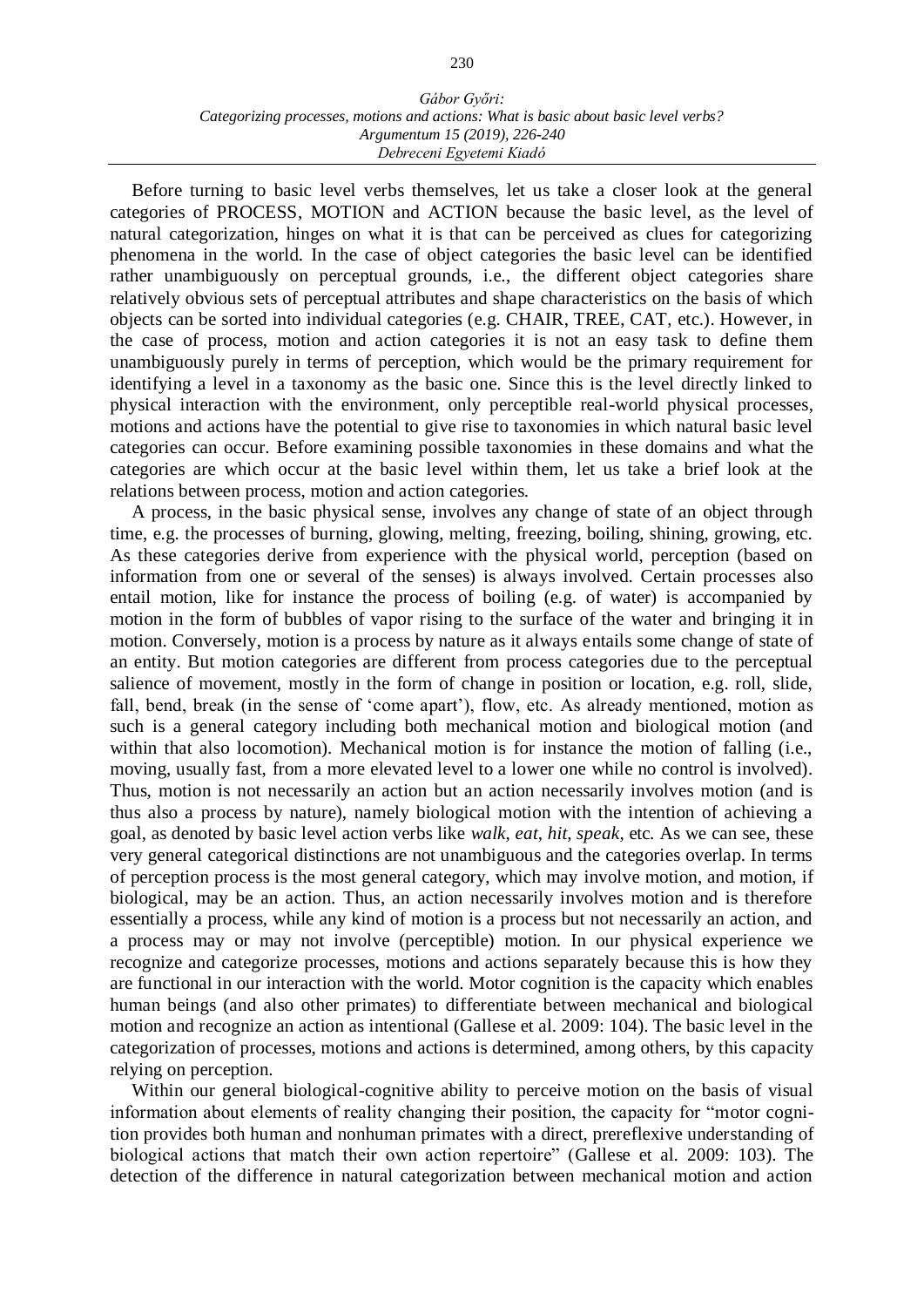Before turning to basic level verbs themselves, let us take a closer look at the general categories of PROCESS, MOTION and ACTION because the basic level, as the level of natural categorization, hinges on what it is that can be perceived as clues for categorizing phenomena in the world. In the case of object categories the basic level can be identified rather unambiguously on perceptual grounds, i.e., the different object categories share relatively obvious sets of perceptual attributes and shape characteristics on the basis of which objects can be sorted into individual categories (e.g. CHAIR, TREE, CAT, etc.). However, in the case of process, motion and action categories it is not an easy task to define them unambiguously purely in terms of perception, which would be the primary requirement for identifying a level in a taxonomy as the basic one. Since this is the level directly linked to physical interaction with the environment, only perceptible real-world physical processes, motions and actions have the potential to give rise to taxonomies in which natural basic level categories can occur. Before examining possible taxonomies in these domains and what the categories are which occur at the basic level within them, let us take a brief look at the relations between process, motion and action categories.

A process, in the basic physical sense, involves any change of state of an object through time, e.g. the processes of burning, glowing, melting, freezing, boiling, shining, growing, etc. As these categories derive from experience with the physical world, perception (based on information from one or several of the senses) is always involved. Certain processes also entail motion, like for instance the process of boiling (e.g. of water) is accompanied by motion in the form of bubbles of vapor rising to the surface of the water and bringing it in motion. Conversely, motion is a process by nature as it always entails some change of state of an entity. But motion categories are different from process categories due to the perceptual salience of movement, mostly in the form of change in position or location, e.g. roll, slide, fall, bend, break (in the sense of 'come apart'), flow, etc. As already mentioned, motion as such is a general category including both mechanical motion and biological motion (and within that also locomotion). Mechanical motion is for instance the motion of falling (i.e., moving, usually fast, from a more elevated level to a lower one while no control is involved). Thus, motion is not necessarily an action but an action necessarily involves motion (and is thus also a process by nature), namely biological motion with the intention of achieving a goal, as denoted by basic level action verbs like *walk*, *eat*, *hit*, *speak*, etc. As we can see, these very general categorical distinctions are not unambiguous and the categories overlap. In terms of perception process is the most general category, which may involve motion, and motion, if biological, may be an action. Thus, an action necessarily involves motion and is therefore essentially a process, while any kind of motion is a process but not necessarily an action, and a process may or may not involve (perceptible) motion. In our physical experience we recognize and categorize processes, motions and actions separately because this is how they are functional in our interaction with the world. Motor cognition is the capacity which enables human beings (and also other primates) to differentiate between mechanical and biological motion and recognize an action as intentional (Gallese et al. 2009: 104). The basic level in the categorization of processes, motions and actions is determined, among others, by this capacity relying on perception.

Within our general biological-cognitive ability to perceive motion on the basis of visual information about elements of reality changing their position, the capacity for "motor cognition provides both human and nonhuman primates with a direct, prereflexive understanding of biological actions that match their own action repertoire" (Gallese et al. 2009: 103). The detection of the difference in natural categorization between mechanical motion and action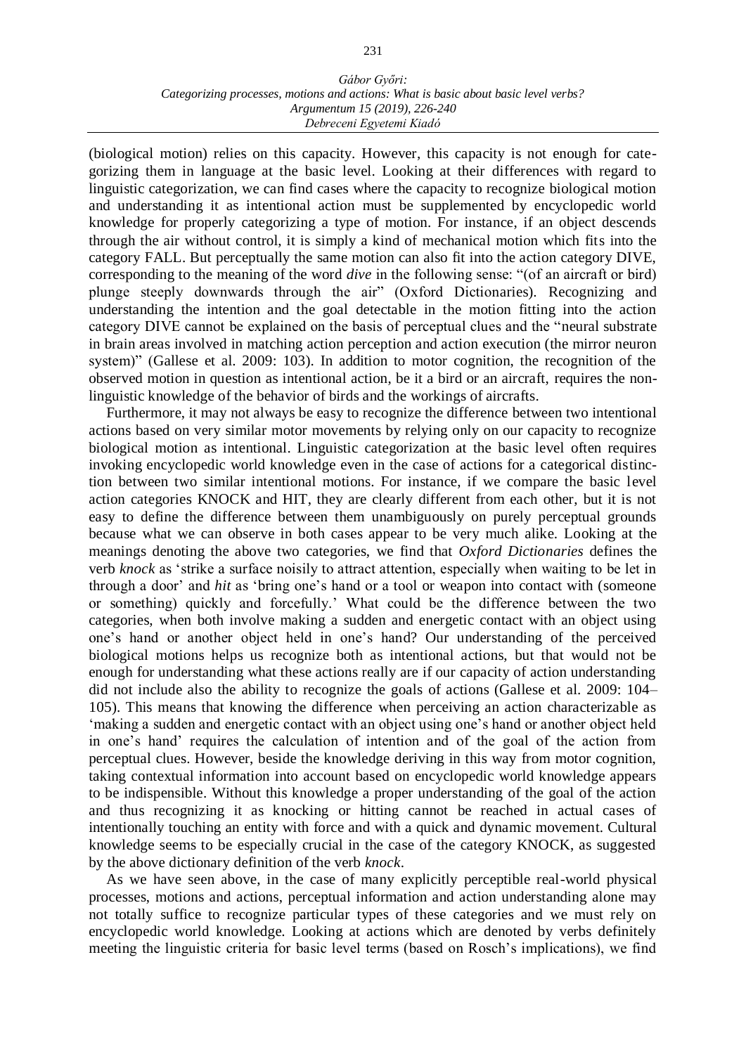(biological motion) relies on this capacity. However, this capacity is not enough for categorizing them in language at the basic level. Looking at their differences with regard to linguistic categorization, we can find cases where the capacity to recognize biological motion and understanding it as intentional action must be supplemented by encyclopedic world knowledge for properly categorizing a type of motion. For instance, if an object descends through the air without control, it is simply a kind of mechanical motion which fits into the category FALL. But perceptually the same motion can also fit into the action category DIVE, corresponding to the meaning of the word *dive* in the following sense: "(of an aircraft or bird) plunge steeply downwards through the air" (Oxford Dictionaries). Recognizing and understanding the intention and the goal detectable in the motion fitting into the action category DIVE cannot be explained on the basis of perceptual clues and the "neural substrate in brain areas involved in matching action perception and action execution (the mirror neuron system)" (Gallese et al. 2009: 103). In addition to motor cognition, the recognition of the observed motion in question as intentional action, be it a bird or an aircraft, requires the non-linguistic knowledge of the behavior of birds and the workings of aircrafts.

Furthermore, it may not always be easy to recognize the difference between two intentional actions based on very similar motor movements by relying only on our capacity to recognize biological motion as intentional. Linguistic categorization at the basic level often requires invoking encyclopedic world knowledge even in the case of actions for a categorical distinction between two similar intentional motions. For instance, if we compare the basic level action categories KNOCK and HIT, they are clearly different from each other, but it is not easy to define the difference between them unambiguously on purely perceptual grounds because what we can observe in both cases appear to be very much alike. Looking at the meanings denoting the above two categories, we find that *Oxford Dictionaries* defines the verb *knock* as 'strike a surface noisily to attract attention, especially when waiting to be let in through a door' and *hit* as 'bring one's hand or a tool or weapon into contact with (someone or something) quickly and forcefully.' What could be the difference between the two categories, when both involve making a sudden and energetic contact with an object using one's hand or another object held in one's hand? Our understanding of the perceived biological motions helps us recognize both as intentional actions, but that would not be enough for understanding what these actions really are if our capacity of action understanding did not include also the ability to recognize the goals of actions (Gallese et al. 2009: 104–105). This means that knowing the difference when perceiving an action characterizable as 'making a sudden and energetic contact with an object using one's hand or another object held in one's hand' requires the calculation of intention and of the goal of the action from perceptual clues. However, beside the knowledge deriving in this way from motor cognition, taking contextual information into account based on encyclopedic world knowledge appears to be indispensible. Without this knowledge a proper understanding of the goal of the action and thus recognizing it as knocking or hitting cannot be reached in actual cases of intentionally touching an entity with force and with a quick and dynamic movement. Cultural knowledge seems to be especially crucial in the case of the category KNOCK, as suggested by the above dictionary definition of the verb *knock*.

As we have seen above, in the case of many explicitly perceptible real-world physical processes, motions and actions, perceptual information and action understanding alone may not totally suffice to recognize particular types of these categories and we must rely on encyclopedic world knowledge. Looking at actions which are denoted by verbs definitely meeting the linguistic criteria for basic level terms (based on Rosch's implications), we find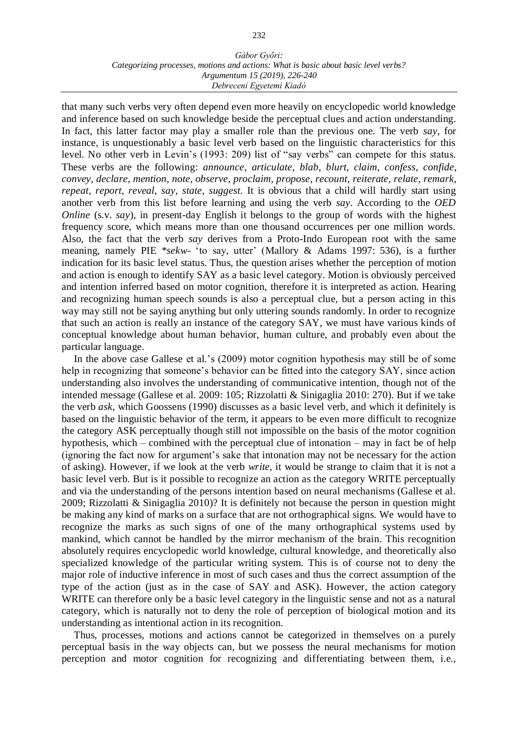that many such verbs very often depend even more heavily on encyclopedic world knowledge and inference based on such knowledge beside the perceptual clues and action understanding. In fact, this latter factor may play a smaller role than the previous one. The verb *say*, for instance, is unquestionably a basic level verb based on the linguistic characteristics for this level. No other verb in Levin's (1993: 209) list of "say verbs" can compete for this status. These verbs are the following: *announce*, *articulate*, *blab*, *blurt*, *claim*, *confess*, *confide*, *convey*, *declare*, *mention*, *note*, *observe*, *proclaim*, *propose*, *recount*, *reiterate*, *relate*, *remark*, *repeat*, *report*, *reveal*, *say*, *state*, *suggest*. It is obvious that a child will hardly start using another verb from this list before learning and using the verb *say*. According to the *OED Online* (s.v. *say*), in present-day English it belongs to the group of words with the highest frequency score, which means more than one thousand occurrences per one million words. Also, the fact that the verb *say* derives from a Proto-Indo European root with the same meaning, namely PIE \**sekw-* 'to say, utter' (Mallory & Adams 1997: 536), is a further indication for its basic level status. Thus, the question arises whether the perception of motion and action is enough to identify SAY as a basic level category. Motion is obviously perceived and intention inferred based on motor cognition, therefore it is interpreted as action. Hearing and recognizing human speech sounds is also a perceptual clue, but a person acting in this way may still not be saying anything but only uttering sounds randomly. In order to recognize that such an action is really an instance of the category SAY, we must have various kinds of conceptual knowledge about human behavior, human culture, and probably even about the particular language.

In the above case Gallese et al.'s (2009) motor cognition hypothesis may still be of some help in recognizing that someone's behavior can be fitted into the category SAY, since action understanding also involves the understanding of communicative intention, though not of the intended message (Gallese et al. 2009: 105; Rizzolatti & Sinigaglia 2010: 270). But if we take the verb *ask*, which Goossens (1990) discusses as a basic level verb, and which it definitely is based on the linguistic behavior of the term, it appears to be even more difficult to recognize the category ASK perceptually though still not impossible on the basis of the motor cognition hypothesis, which – combined with the perceptual clue of intonation – may in fact be of help (ignoring the fact now for argument's sake that intonation may not be necessary for the action of asking). However, if we look at the verb *write*, it would be strange to claim that it is not a basic level verb. But is it possible to recognize an action as the category WRITE perceptually and via the understanding of the persons intention based on neural mechanisms (Gallese et al. 2009; Rizzolatti & Sinigaglia 2010)? It is definitely not because the person in question might be making any kind of marks on a surface that are not orthographical signs. We would have to recognize the marks as such signs of one of the many orthographical systems used by mankind, which cannot be handled by the mirror mechanism of the brain. This recognition absolutely requires encyclopedic world knowledge, cultural knowledge, and theoretically also specialized knowledge of the particular writing system. This is of course not to deny the major role of inductive inference in most of such cases and thus the correct assumption of the type of the action (just as in the case of SAY and ASK). However, the action category WRITE can therefore only be a basic level category in the linguistic sense and not as a natural category, which is naturally not to deny the role of perception of biological motion and its understanding as intentional action in its recognition.

Thus, processes, motions and actions cannot be categorized in themselves on a purely perceptual basis in the way objects can, but we possess the neural mechanisms for motion perception and motor cognition for recognizing and differentiating between them, i.e.,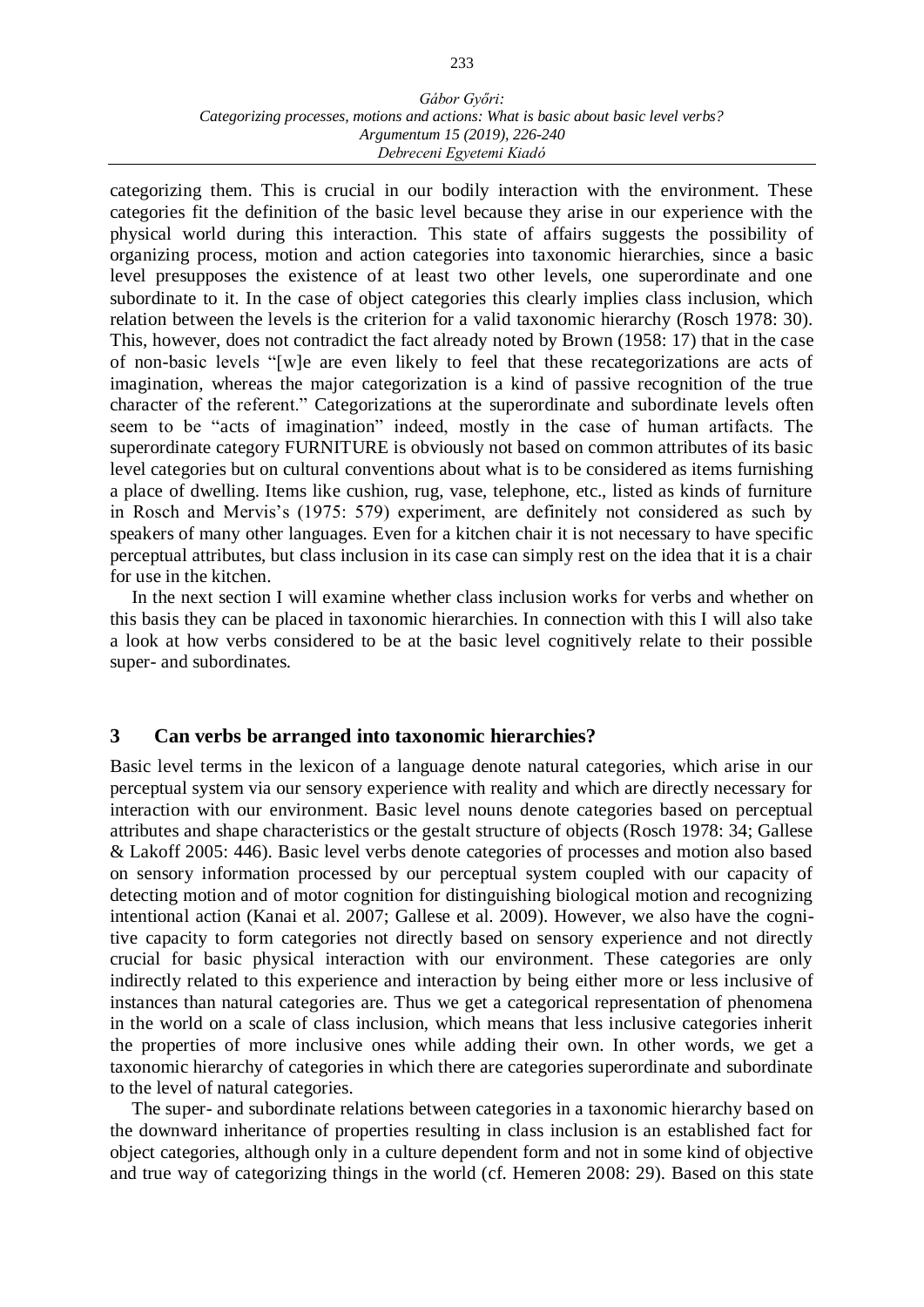categorizing them. This is crucial in our bodily interaction with the environment. These categories fit the definition of the basic level because they arise in our experience with the physical world during this interaction. This state of affairs suggests the possibility of organizing process, motion and action categories into taxonomic hierarchies, since a basic level presupposes the existence of at least two other levels, one superordinate and one subordinate to it. In the case of object categories this clearly implies class inclusion, which relation between the levels is the criterion for a valid taxonomic hierarchy (Rosch 1978: 30). This, however, does not contradict the fact already noted by Brown (1958: 17) that in the case of non-basic levels "[w]e are even likely to feel that these recategorizations are acts of imagination, whereas the major categorization is a kind of passive recognition of the true character of the referent." Categorizations at the superordinate and subordinate levels often seem to be "acts of imagination" indeed, mostly in the case of human artifacts. The superordinate category FURNITURE is obviously not based on common attributes of its basic level categories but on cultural conventions about what is to be considered as items furnishing a place of dwelling. Items like cushion, rug, vase, telephone, etc., listed as kinds of furniture in Rosch and Mervis's (1975: 579) experiment, are definitely not considered as such by speakers of many other languages. Even for a kitchen chair it is not necessary to have specific perceptual attributes, but class inclusion in its case can simply rest on the idea that it is a chair for use in the kitchen.

In the next section I will examine whether class inclusion works for verbs and whether on this basis they can be placed in taxonomic hierarchies. In connection with this I will also take a look at how verbs considered to be at the basic level cognitively relate to their possible super- and subordinates.

## 3 Can verbs be arranged into taxonomic hierarchies?

Basic level terms in the lexicon of a language denote natural categories, which arise in our perceptual system via our sensory experience with reality and which are directly necessary for interaction with our environment. Basic level nouns denote categories based on perceptual attributes and shape characteristics or the gestalt structure of objects (Rosch 1978: 34; Gallese & Lakoff 2005: 446). Basic level verbs denote categories of processes and motion also based on sensory information processed by our perceptual system coupled with our capacity of detecting motion and of motor cognition for distinguishing biological motion and recognizing intentional action (Kanai et al. 2007; Gallese et al. 2009). However, we also have the cognitive capacity to form categories not directly based on sensory experience and not directly crucial for basic physical interaction with our environment. These categories are only indirectly related to this experience and interaction by being either more or less inclusive of instances than natural categories are. Thus we get a categorical representation of phenomena in the world on a scale of class inclusion, which means that less inclusive categories inherit the properties of more inclusive ones while adding their own. In other words, we get a taxonomic hierarchy of categories in which there are categories superordinate and subordinate to the level of natural categories.

The super- and subordinate relations between categories in a taxonomic hierarchy based on the downward inheritance of properties resulting in class inclusion is an established fact for object categories, although only in a culture dependent form and not in some kind of objective and true way of categorizing things in the world (cf. Hemeren 2008: 29). Based on this state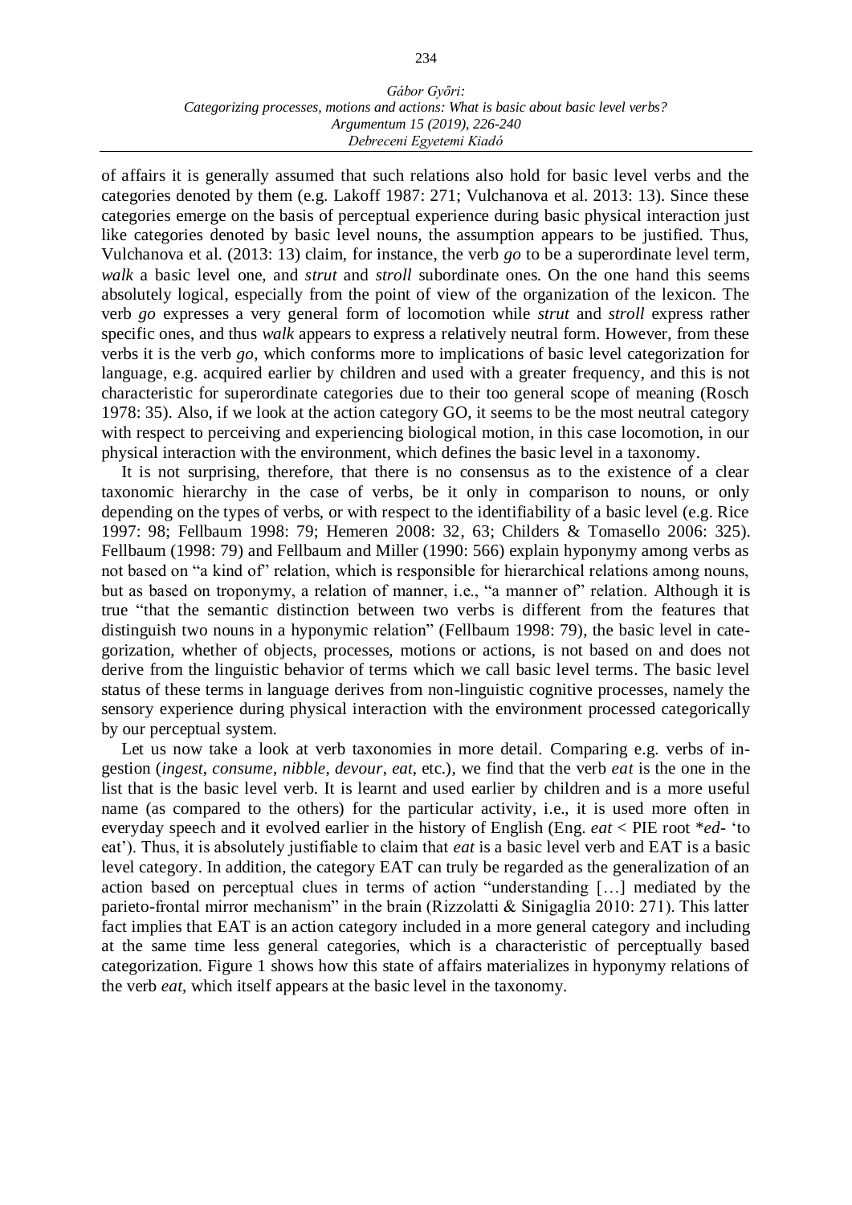of affairs it is generally assumed that such relations also hold for basic level verbs and the categories denoted by them (e.g. Lakoff 1987: 271; Vulchanova et al. 2013: 13). Since these categories emerge on the basis of perceptual experience during basic physical interaction just like categories denoted by basic level nouns, the assumption appears to be justified. Thus, Vulchanova et al. (2013: 13) claim, for instance, the verb *go* to be a superordinate level term, *walk* a basic level one, and *strut* and *stroll* subordinate ones. On the one hand this seems absolutely logical, especially from the point of view of the organization of the lexicon. The verb *go* expresses a very general form of locomotion while *strut* and *stroll* express rather specific ones, and thus *walk* appears to express a relatively neutral form. However, from these verbs it is the verb *go*, which conforms more to implications of basic level categorization for language, e.g. acquired earlier by children and used with a greater frequency, and this is not characteristic for superordinate categories due to their too general scope of meaning (Rosch 1978: 35). Also, if we look at the action category GO, it seems to be the most neutral category with respect to perceiving and experiencing biological motion, in this case locomotion, in our physical interaction with the environment, which defines the basic level in a taxonomy.

It is not surprising, therefore, that there is no consensus as to the existence of a clear taxonomic hierarchy in the case of verbs, be it only in comparison to nouns, or only depending on the types of verbs, or with respect to the identifiability of a basic level (e.g. Rice 1997: 98; Fellbaum 1998: 79; Hemeren 2008: 32, 63; Childers & Tomasello 2006: 325). Fellbaum (1998: 79) and Fellbaum and Miller (1990: 566) explain hyponymy among verbs as not based on "a kind of" relation, which is responsible for hierarchical relations among nouns, but as based on troponymy, a relation of manner, i.e., "a manner of" relation. Although it is true "that the semantic distinction between two verbs is different from the features that distinguish two nouns in a hyponymic relation" (Fellbaum 1998: 79), the basic level in categorization, whether of objects, processes, motions or actions, is not based on and does not derive from the linguistic behavior of terms which we call basic level terms. The basic level status of these terms in language derives from non-linguistic cognitive processes, namely the sensory experience during physical interaction with the environment processed categorically by our perceptual system.

Let us now take a look at verb taxonomies in more detail. Comparing e.g. verbs of ingestion (*ingest*, *consume*, *nibble*, *devour*, *eat*, etc.), we find that the verb *eat* is the one in the list that is the basic level verb. It is learnt and used earlier by children and is a more useful name (as compared to the others) for the particular activity, i.e., it is used more often in everyday speech and it evolved earlier in the history of English (Eng. *eat* < PIE root \**ed*- 'to eat'). Thus, it is absolutely justifiable to claim that *eat* is a basic level verb and EAT is a basic level category. In addition, the category EAT can truly be regarded as the generalization of an action based on perceptual clues in terms of action "understanding […] mediated by the parieto-frontal mirror mechanism" in the brain (Rizzolatti & Sinigaglia 2010: 271). This latter fact implies that EAT is an action category included in a more general category and including at the same time less general categories, which is a characteristic of perceptually based categorization. Figure 1 shows how this state of affairs materializes in hyponymy relations of the verb *eat*, which itself appears at the basic level in the taxonomy.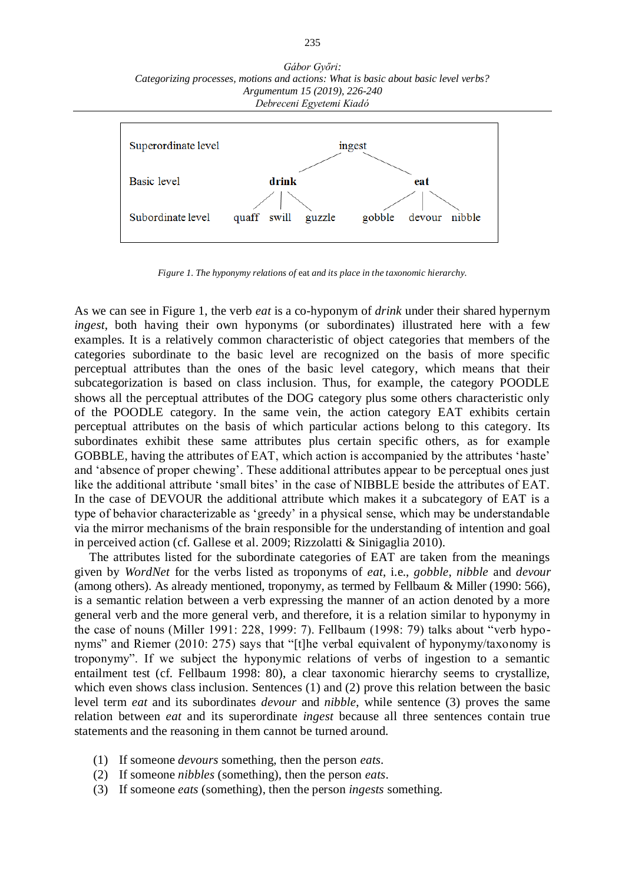| Superordinate level | ingest |
|---|---|
| Basic level | **drink** **eat** |
| Subordinate level | quaff swill guzzle gobble devour nibble |

*Figure 1. The hyponymy relations of* eat *and its place in the taxonomic hierarchy.*

As we can see in Figure 1, the verb *eat* is a co-hyponym of *drink* under their shared hypernym *ingest*, both having their own hyponyms (or subordinates) illustrated here with a few examples. It is a relatively common characteristic of object categories that members of the categories subordinate to the basic level are recognized on the basis of more specific perceptual attributes than the ones of the basic level category, which means that their subcategorization is based on class inclusion. Thus, for example, the category POODLE shows all the perceptual attributes of the DOG category plus some others characteristic only of the POODLE category. In the same vein, the action category EAT exhibits certain perceptual attributes on the basis of which particular actions belong to this category. Its subordinates exhibit these same attributes plus certain specific others, as for example GOBBLE, having the attributes of EAT, which action is accompanied by the attributes 'haste' and 'absence of proper chewing'. These additional attributes appear to be perceptual ones just like the additional attribute 'small bites' in the case of NIBBLE beside the attributes of EAT. In the case of DEVOUR the additional attribute which makes it a subcategory of EAT is a type of behavior characterizable as 'greedy' in a physical sense, which may be understandable via the mirror mechanisms of the brain responsible for the understanding of intention and goal in perceived action (cf. Gallese et al. 2009; Rizzolatti & Sinigaglia 2010).

The attributes listed for the subordinate categories of EAT are taken from the meanings given by *WordNet* for the verbs listed as troponyms of *eat*, i.e., *gobble*, *nibble* and *devour* (among others). As already mentioned, troponymy, as termed by Fellbaum & Miller (1990: 566), is a semantic relation between a verb expressing the manner of an action denoted by a more general verb and the more general verb, and therefore, it is a relation similar to hyponymy in the case of nouns (Miller 1991: 228, 1999: 7). Fellbaum (1998: 79) talks about "verb hyponyms" and Riemer (2010: 275) says that "[t]he verbal equivalent of hyponymy/taxonomy is troponymy". If we subject the hyponymic relations of verbs of ingestion to a semantic entailment test (cf. Fellbaum 1998: 80), a clear taxonomic hierarchy seems to crystallize, which even shows class inclusion. Sentences (1) and (2) prove this relation between the basic level term *eat* and its subordinates *devour* and *nibble*, while sentence (3) proves the same relation between *eat* and its superordinate *ingest* because all three sentences contain true statements and the reasoning in them cannot be turned around.

(1) If someone *devours* something, then the person *eats*.
(2) If someone *nibbles* (something), then the person *eats*.
(3) If someone *eats* (something), then the person *ingests* something.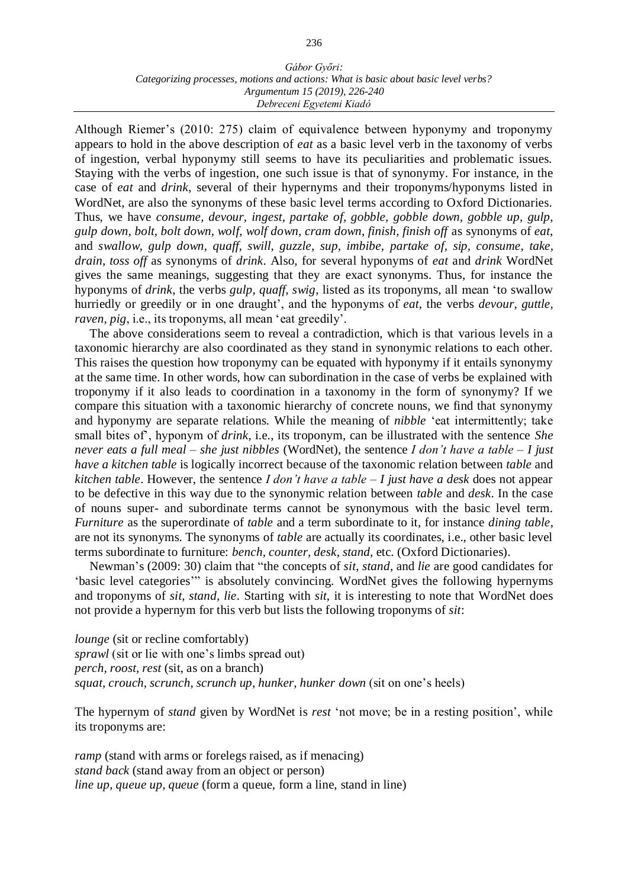Although Riemer's (2010: 275) claim of equivalence between hyponymy and troponymy appears to hold in the above description of *eat* as a basic level verb in the taxonomy of verbs of ingestion, verbal hyponymy still seems to have its peculiarities and problematic issues. Staying with the verbs of ingestion, one such issue is that of synonymy. For instance, in the case of *eat* and *drink*, several of their hypernyms and their troponyms/hyponyms listed in WordNet, are also the synonyms of these basic level terms according to Oxford Dictionaries. Thus, we have *consume, devour, ingest, partake of, gobble, gobble down, gobble up, gulp, gulp down, bolt, bolt down, wolf, wolf down, cram down, finish, finish off* as synonyms of *eat*, and *swallow, gulp down, quaff, swill, guzzle, sup, imbibe, partake of, sip, consume, take, drain, toss off* as synonyms of *drink*. Also, for several hyponyms of *eat* and *drink* WordNet gives the same meanings, suggesting that they are exact synonyms. Thus, for instance the hyponyms of *drink*, the verbs *gulp, quaff, swig*, listed as its troponyms, all mean 'to swallow hurriedly or greedily or in one draught', and the hyponyms of *eat*, the verbs *devour, guttle, raven, pig*, i.e., its troponyms, all mean 'eat greedily'.

The above considerations seem to reveal a contradiction, which is that various levels in a taxonomic hierarchy are also coordinated as they stand in synonymic relations to each other. This raises the question how troponymy can be equated with hyponymy if it entails synonymy at the same time. In other words, how can subordination in the case of verbs be explained with troponymy if it also leads to coordination in a taxonomy in the form of synonymy? If we compare this situation with a taxonomic hierarchy of concrete nouns, we find that synonymy and hyponymy are separate relations. While the meaning of *nibble* 'eat intermittently; take small bites of', hyponym of *drink*, i.e., its troponym, can be illustrated with the sentence *She never eats a full meal – she just nibbles* (WordNet), the sentence *I don't have a table – I just have a kitchen table* is logically incorrect because of the taxonomic relation between *table* and *kitchen table*. However, the sentence *I don't have a table – I just have a desk* does not appear to be defective in this way due to the synonymic relation between *table* and *desk*. In the case of nouns super- and subordinate terms cannot be synonymous with the basic level term. *Furniture* as the superordinate of *table* and a term subordinate to it, for instance *dining table*, are not its synonyms. The synonyms of *table* are actually its coordinates, i.e., other basic level terms subordinate to furniture: *bench, counter, desk, stand*, etc. (Oxford Dictionaries).

Newman's (2009: 30) claim that "the concepts of *sit, stand*, and *lie* are good candidates for 'basic level categories'" is absolutely convincing. WordNet gives the following hypernyms and troponyms of *sit, stand, lie*. Starting with *sit*, it is interesting to note that WordNet does not provide a hypernym for this verb but lists the following troponyms of *sit*:

*lounge* (sit or recline comfortably)
*sprawl* (sit or lie with one's limbs spread out)
*perch, roost, rest* (sit, as on a branch)
*squat, crouch, scrunch, scrunch up, hunker, hunker down* (sit on one's heels)

The hypernym of *stand* given by WordNet is *rest* 'not move; be in a resting position', while its troponyms are:

*ramp* (stand with arms or forelegs raised, as if menacing)
*stand back* (stand away from an object or person)
*line up, queue up, queue* (form a queue, form a line, stand in line)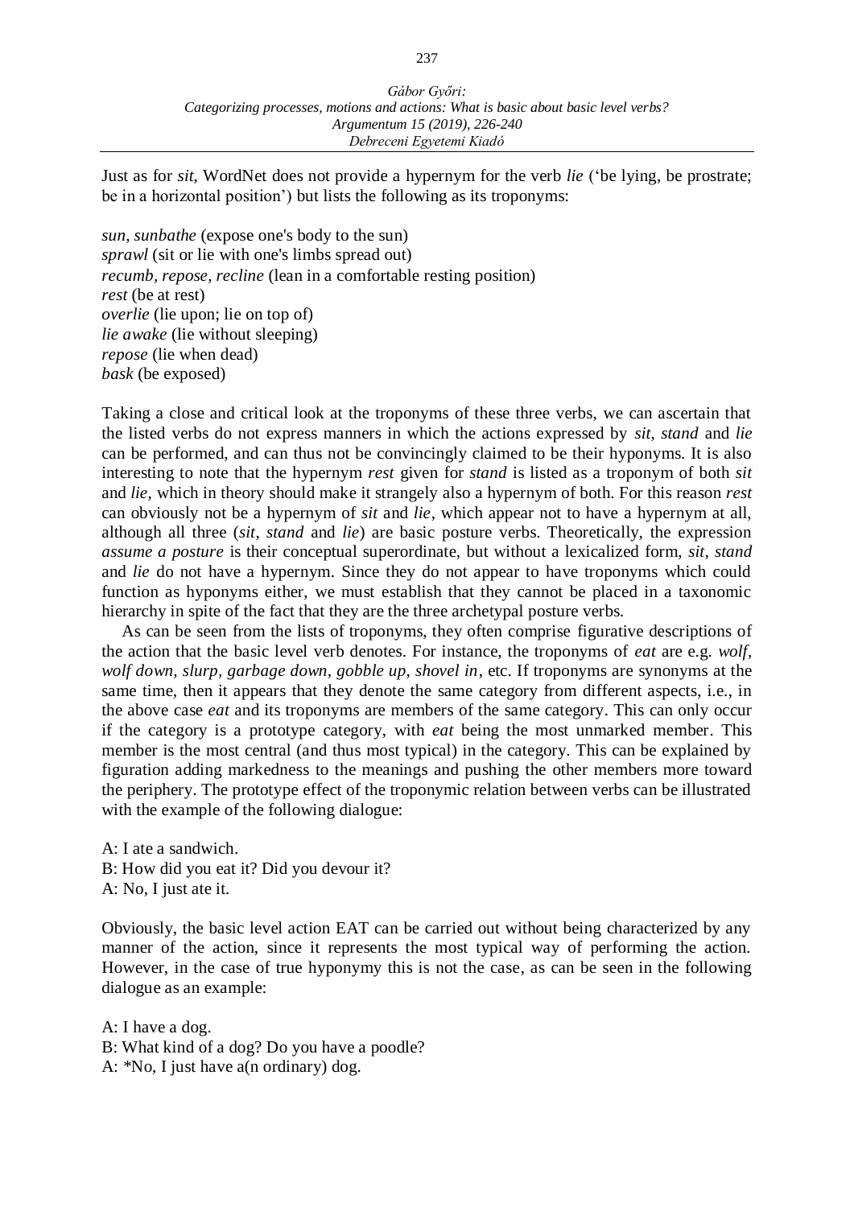Just as for *sit*, WordNet does not provide a hypernym for the verb *lie* ('be lying, be prostrate; be in a horizontal position') but lists the following as its troponyms:

*sun, sunbathe* (expose one's body to the sun)  
*sprawl* (sit or lie with one's limbs spread out)  
*recumb, repose, recline* (lean in a comfortable resting position)  
*rest* (be at rest)  
*overlie* (lie upon; lie on top of)  
*lie awake* (lie without sleeping)  
*repose* (lie when dead)  
*bask* (be exposed)

Taking a close and critical look at the troponyms of these three verbs, we can ascertain that the listed verbs do not express manners in which the actions expressed by *sit*, *stand* and *lie* can be performed, and can thus not be convincingly claimed to be their hyponyms. It is also interesting to note that the hypernym *rest* given for *stand* is listed as a troponym of both *sit* and *lie*, which in theory should make it strangely also a hypernym of both. For this reason *rest* can obviously not be a hypernym of *sit* and *lie*, which appear not to have a hypernym at all, although all three (*sit*, *stand* and *lie*) are basic posture verbs. Theoretically, the expression *assume a posture* is their conceptual superordinate, but without a lexicalized form, *sit*, *stand* and *lie* do not have a hypernym. Since they do not appear to have troponyms which could function as hyponyms either, we must establish that they cannot be placed in a taxonomic hierarchy in spite of the fact that they are the three archetypal posture verbs.

As can be seen from the lists of troponyms, they often comprise figurative descriptions of the action that the basic level verb denotes. For instance, the troponyms of *eat* are e.g. *wolf, wolf down, slurp, garbage down, gobble up, shovel in*, etc. If troponyms are synonyms at the same time, then it appears that they denote the same category from different aspects, i.e., in the above case *eat* and its troponyms are members of the same category. This can only occur if the category is a prototype category, with *eat* being the most unmarked member. This member is the most central (and thus most typical) in the category. This can be explained by figuration adding markedness to the meanings and pushing the other members more toward the periphery. The prototype effect of the troponymic relation between verbs can be illustrated with the example of the following dialogue:

A: I ate a sandwich.  
B: How did you eat it? Did you devour it?  
A: No, I just ate it.

Obviously, the basic level action EAT can be carried out without being characterized by any manner of the action, since it represents the most typical way of performing the action. However, in the case of true hyponymy this is not the case, as can be seen in the following dialogue as an example:

A: I have a dog.  
B: What kind of a dog? Do you have a poodle?  
A: *No, I just have a(n ordinary) dog.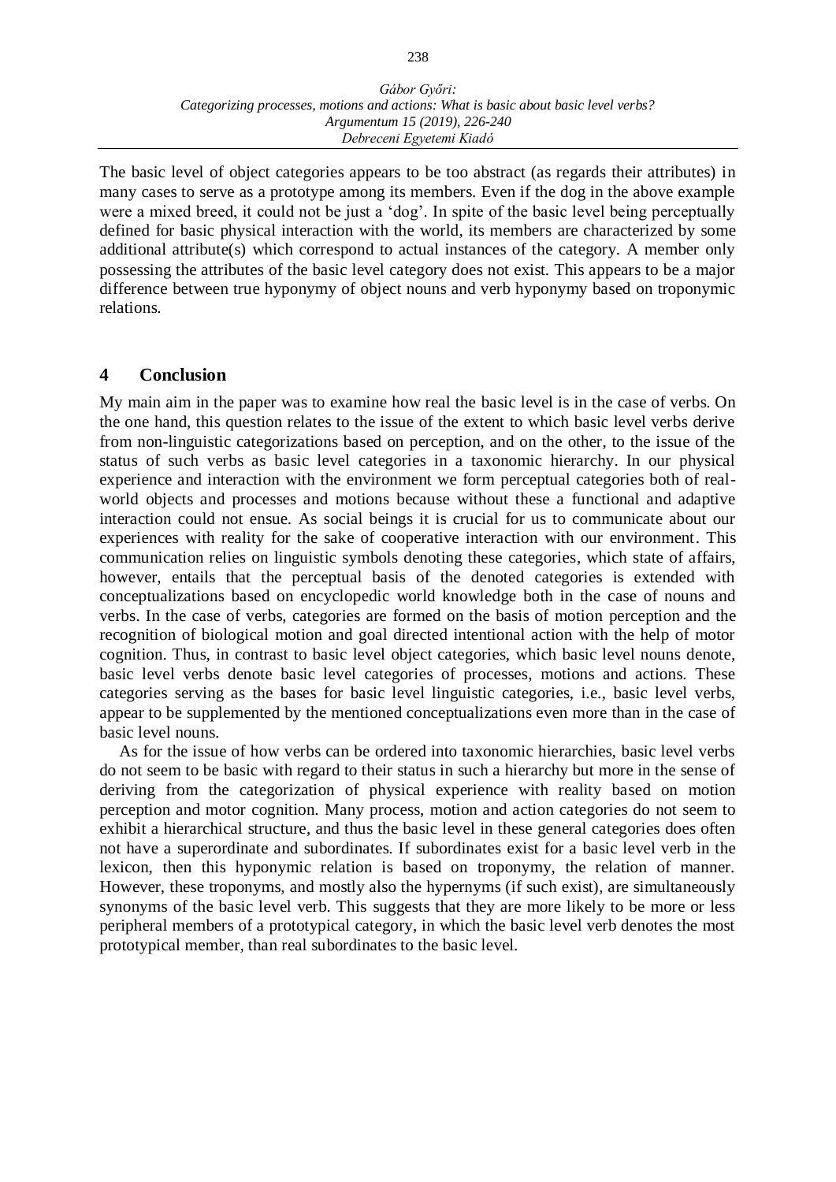The basic level of object categories appears to be too abstract (as regards their attributes) in many cases to serve as a prototype among its members. Even if the dog in the above example were a mixed breed, it could not be just a 'dog'. In spite of the basic level being perceptually defined for basic physical interaction with the world, its members are characterized by some additional attribute(s) which correspond to actual instances of the category. A member only possessing the attributes of the basic level category does not exist. This appears to be a major difference between true hyponymy of object nouns and verb hyponymy based on troponymic relations.

## 4 Conclusion

My main aim in the paper was to examine how real the basic level is in the case of verbs. On the one hand, this question relates to the issue of the extent to which basic level verbs derive from non-linguistic categorizations based on perception, and on the other, to the issue of the status of such verbs as basic level categories in a taxonomic hierarchy. In our physical experience and interaction with the environment we form perceptual categories both of real-world objects and processes and motions because without these a functional and adaptive interaction could not ensue. As social beings it is crucial for us to communicate about our experiences with reality for the sake of cooperative interaction with our environment. This communication relies on linguistic symbols denoting these categories, which state of affairs, however, entails that the perceptual basis of the denoted categories is extended with conceptualizations based on encyclopedic world knowledge both in the case of nouns and verbs. In the case of verbs, categories are formed on the basis of motion perception and the recognition of biological motion and goal directed intentional action with the help of motor cognition. Thus, in contrast to basic level object categories, which basic level nouns denote, basic level verbs denote basic level categories of processes, motions and actions. These categories serving as the bases for basic level linguistic categories, i.e., basic level verbs, appear to be supplemented by the mentioned conceptualizations even more than in the case of basic level nouns.

As for the issue of how verbs can be ordered into taxonomic hierarchies, basic level verbs do not seem to be basic with regard to their status in such a hierarchy but more in the sense of deriving from the categorization of physical experience with reality based on motion perception and motor cognition. Many process, motion and action categories do not seem to exhibit a hierarchical structure, and thus the basic level in these general categories does often not have a superordinate and subordinates. If subordinates exist for a basic level verb in the lexicon, then this hyponymic relation is based on troponymy, the relation of manner. However, these troponyms, and mostly also the hypernyms (if such exist), are simultaneously synonyms of the basic level verb. This suggests that they are more likely to be more or less peripheral members of a prototypical category, in which the basic level verb denotes the most prototypical member, than real subordinates to the basic level.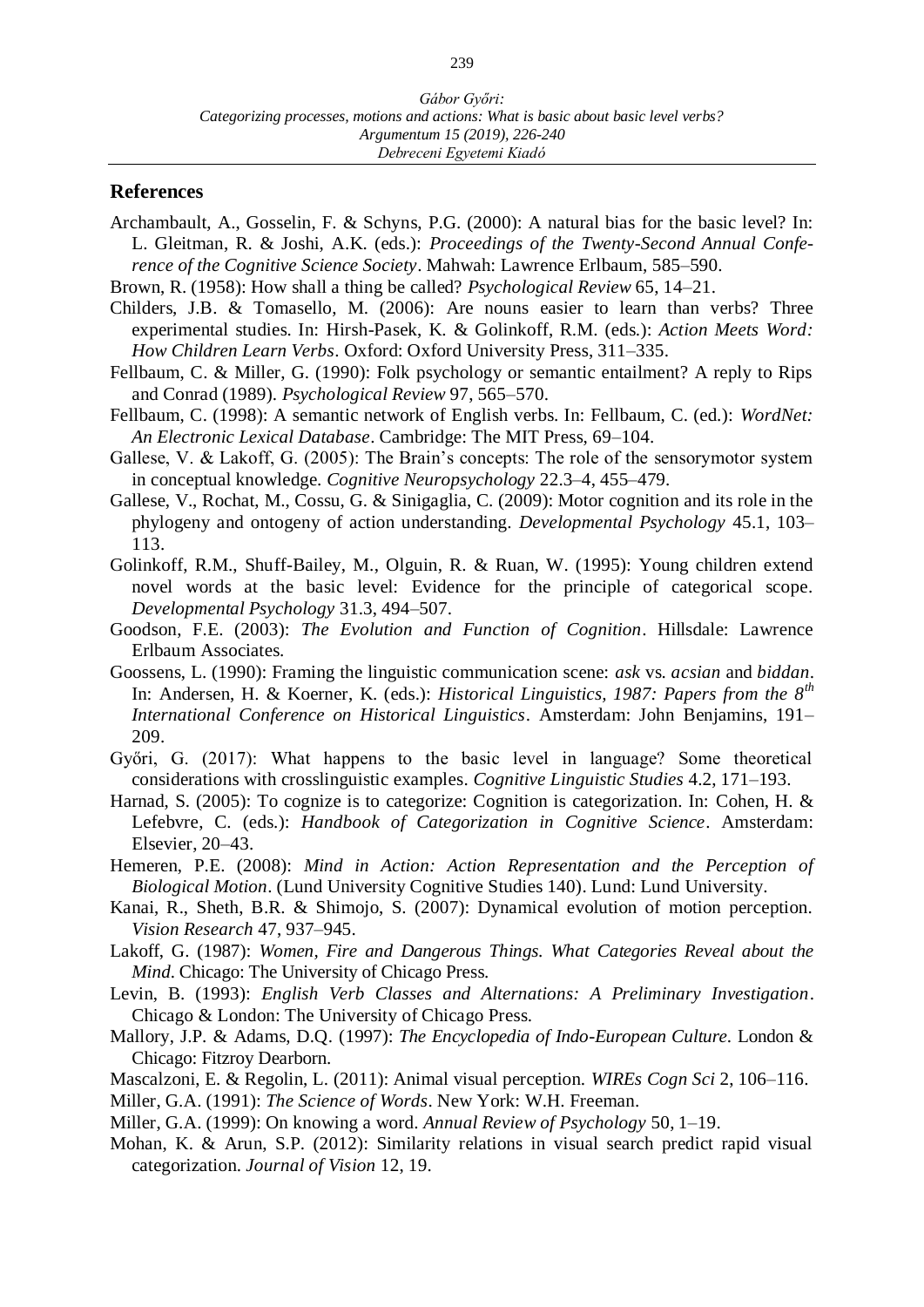## References

Archambault, A., Gosselin, F. & Schyns, P.G. (2000): A natural bias for the basic level? In: L. Gleitman, R. & Joshi, A.K. (eds.): *Proceedings of the Twenty-Second Annual Conference of the Cognitive Science Society*. Mahwah: Lawrence Erlbaum, 585–590.

Brown, R. (1958): How shall a thing be called? *Psychological Review* 65, 14–21.

Childers, J.B. & Tomasello, M. (2006): Are nouns easier to learn than verbs? Three experimental studies. In: Hirsh-Pasek, K. & Golinkoff, R.M. (eds.): *Action Meets Word: How Children Learn Verbs*. Oxford: Oxford University Press, 311–335.

Fellbaum, C. & Miller, G. (1990): Folk psychology or semantic entailment? A reply to Rips and Conrad (1989). *Psychological Review* 97, 565–570.

Fellbaum, C. (1998): A semantic network of English verbs. In: Fellbaum, C. (ed.): *WordNet: An Electronic Lexical Database*. Cambridge: The MIT Press, 69–104.

Gallese, V. & Lakoff, G. (2005): The Brain's concepts: The role of the sensorymotor system in conceptual knowledge. *Cognitive Neuropsychology* 22.3–4, 455–479.

Gallese, V., Rochat, M., Cossu, G. & Sinigaglia, C. (2009): Motor cognition and its role in the phylogeny and ontogeny of action understanding. *Developmental Psychology* 45.1, 103–113.

Golinkoff, R.M., Shuff-Bailey, M., Olguin, R. & Ruan, W. (1995): Young children extend novel words at the basic level: Evidence for the principle of categorical scope. *Developmental Psychology* 31.3, 494–507.

Goodson, F.E. (2003): *The Evolution and Function of Cognition*. Hillsdale: Lawrence Erlbaum Associates.

Goossens, L. (1990): Framing the linguistic communication scene: *ask* vs. *acsian* and *biddan*. In: Andersen, H. & Koerner, K. (eds.): *Historical Linguistics, 1987: Papers from the 8th International Conference on Historical Linguistics*. Amsterdam: John Benjamins, 191–209.

Győri, G. (2017): What happens to the basic level in language? Some theoretical considerations with crosslinguistic examples. *Cognitive Linguistic Studies* 4.2, 171–193.

Harnad, S. (2005): To cognize is to categorize: Cognition is categorization. In: Cohen, H. & Lefebvre, C. (eds.): *Handbook of Categorization in Cognitive Science*. Amsterdam: Elsevier, 20–43.

Hemeren, P.E. (2008): *Mind in Action: Action Representation and the Perception of Biological Motion*. (Lund University Cognitive Studies 140). Lund: Lund University.

Kanai, R., Sheth, B.R. & Shimojo, S. (2007): Dynamical evolution of motion perception. *Vision Research* 47, 937–945.

Lakoff, G. (1987): *Women, Fire and Dangerous Things. What Categories Reveal about the Mind*. Chicago: The University of Chicago Press.

Levin, B. (1993): *English Verb Classes and Alternations: A Preliminary Investigation*. Chicago & London: The University of Chicago Press.

Mallory, J.P. & Adams, D.Q. (1997): *The Encyclopedia of Indo-European Culture*. London & Chicago: Fitzroy Dearborn.

Mascalzoni, E. & Regolin, L. (2011): Animal visual perception. *WIREs Cogn Sci* 2, 106–116.

Miller, G.A. (1991): *The Science of Words*. New York: W.H. Freeman.

Miller, G.A. (1999): On knowing a word. *Annual Review of Psychology* 50, 1–19.

Mohan, K. & Arun, S.P. (2012): Similarity relations in visual search predict rapid visual categorization. *Journal of Vision* 12, 19.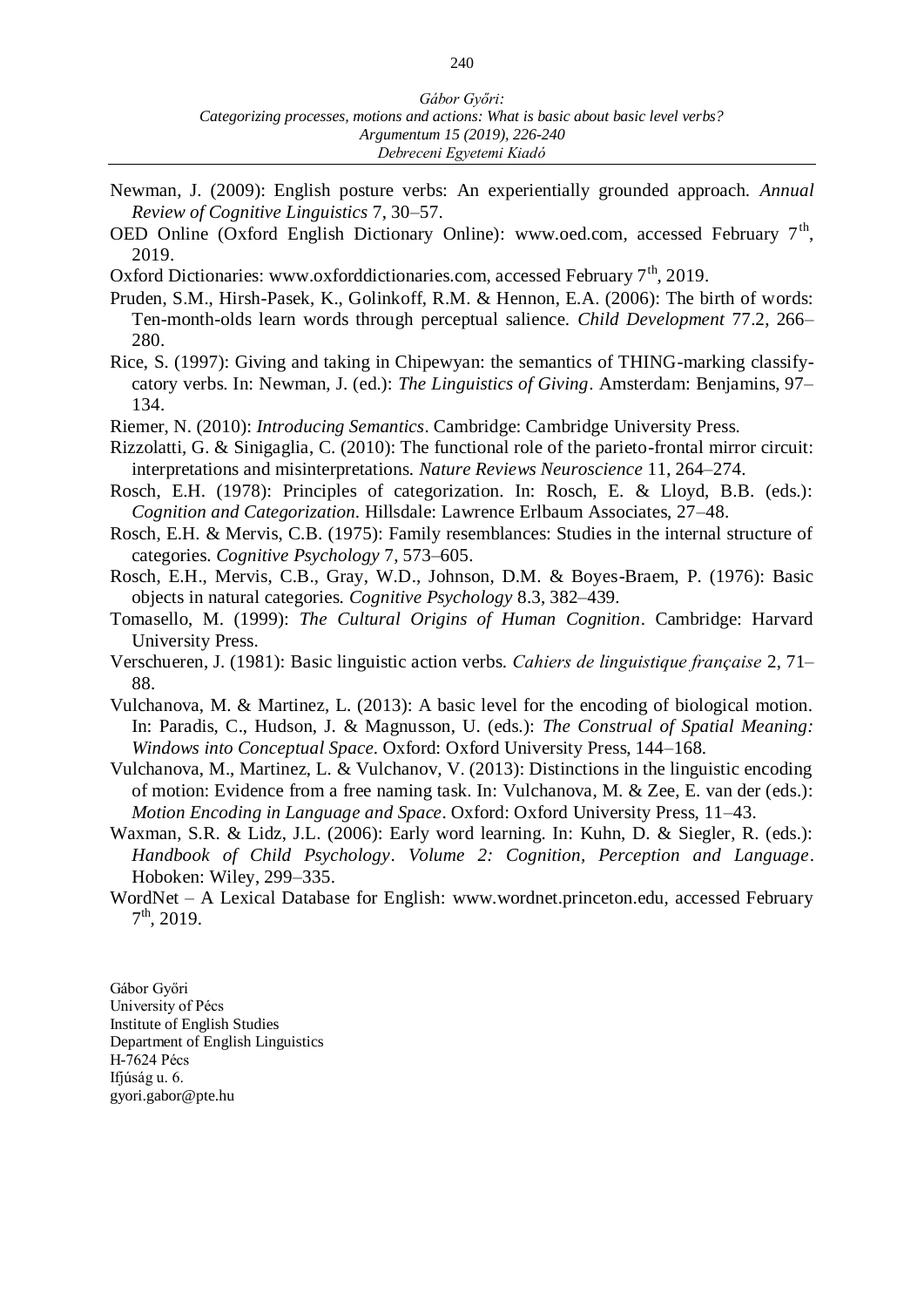Newman, J. (2009): English posture verbs: An experientially grounded approach. *Annual Review of Cognitive Linguistics* 7, 30–57.

OED Online (Oxford English Dictionary Online): www.oed.com, accessed February 7th, 2019.

Oxford Dictionaries: www.oxforddictionaries.com, accessed February 7th, 2019.

Pruden, S.M., Hirsh-Pasek, K., Golinkoff, R.M. & Hennon, E.A. (2006): The birth of words: Ten-month-olds learn words through perceptual salience. *Child Development* 77.2, 266–280.

Rice, S. (1997): Giving and taking in Chipewyan: the semantics of THING-marking classify-catory verbs. In: Newman, J. (ed.): *The Linguistics of Giving*. Amsterdam: Benjamins, 97–134.

Riemer, N. (2010): *Introducing Semantics*. Cambridge: Cambridge University Press.

Rizzolatti, G. & Sinigaglia, C. (2010): The functional role of the parieto-frontal mirror circuit: interpretations and misinterpretations. *Nature Reviews Neuroscience* 11, 264–274.

Rosch, E.H. (1978): Principles of categorization. In: Rosch, E. & Lloyd, B.B. (eds.): *Cognition and Categorization*. Hillsdale: Lawrence Erlbaum Associates, 27–48.

Rosch, E.H. & Mervis, C.B. (1975): Family resemblances: Studies in the internal structure of categories. *Cognitive Psychology* 7, 573–605.

Rosch, E.H., Mervis, C.B., Gray, W.D., Johnson, D.M. & Boyes-Braem, P. (1976): Basic objects in natural categories. *Cognitive Psychology* 8.3, 382–439.

Tomasello, M. (1999): *The Cultural Origins of Human Cognition*. Cambridge: Harvard University Press.

Verschueren, J. (1981): Basic linguistic action verbs. *Cahiers de linguistique française* 2, 71–88.

Vulchanova, M. & Martinez, L. (2013): A basic level for the encoding of biological motion. In: Paradis, C., Hudson, J. & Magnusson, U. (eds.): *The Construal of Spatial Meaning: Windows into Conceptual Space*. Oxford: Oxford University Press, 144–168.

Vulchanova, M., Martinez, L. & Vulchanov, V. (2013): Distinctions in the linguistic encoding of motion: Evidence from a free naming task. In: Vulchanova, M. & Zee, E. van der (eds.): *Motion Encoding in Language and Space*. Oxford: Oxford University Press, 11–43.

Waxman, S.R. & Lidz, J.L. (2006): Early word learning. In: Kuhn, D. & Siegler, R. (eds.): *Handbook of Child Psychology*. *Volume 2: Cognition, Perception and Language*. Hoboken: Wiley, 299–335.

WordNet – A Lexical Database for English: www.wordnet.princeton.edu, accessed February 7th, 2019.

Gábor Győri
University of Pécs
Institute of English Studies
Department of English Linguistics
H-7624 Pécs
Ifjúság u. 6.
gyori.gabor@pte.hu